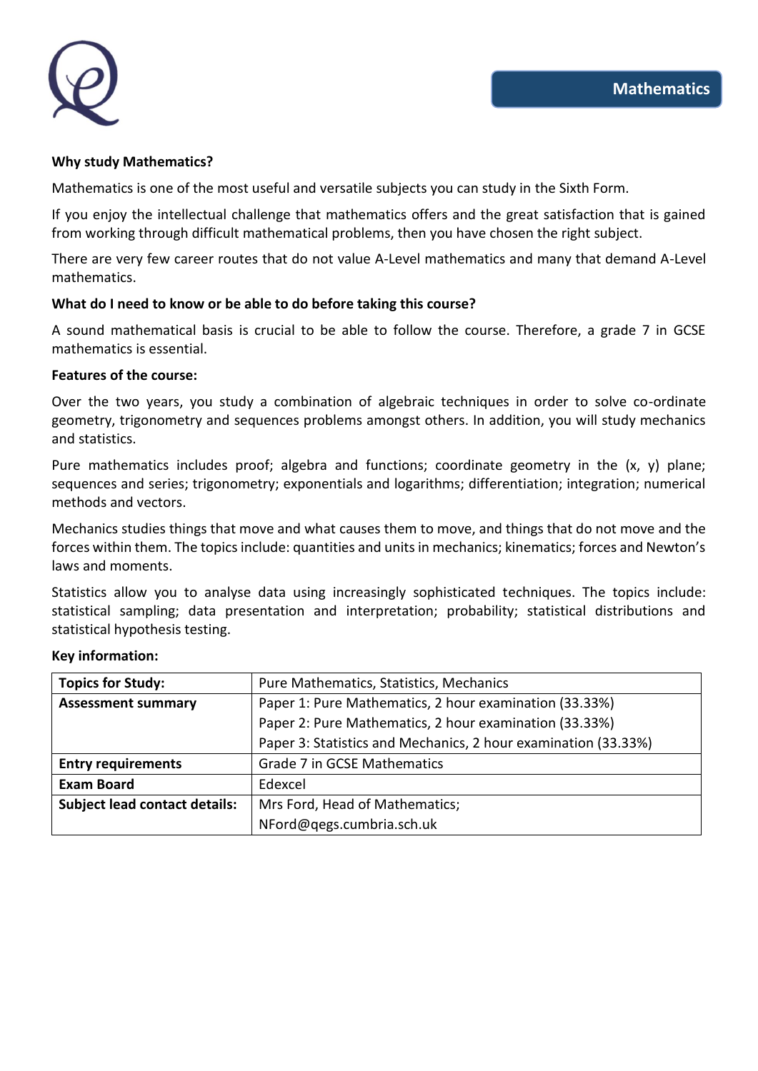# Mathematics

**Why study Mathematics?**

Mathematics is one of the most useful and versatile subjects you can study in the Sixth Form.

If you enjoy the intellectual challenge that mathematics offers and the great satisfaction that is gained from working through difficult mathematical problems, then you have chosen the right subject.

There are very few career routes that do not value A-Level mathematics and many that demand A-Level mathematics.

**What do I need to know or be able to do before taking this course?**

A sound mathematical basis is crucial to be able to follow the course. Therefore, a grade 7 in GCSE mathematics is essential.

**Features of the course:**

Over the two years, you study a combination of algebraic techniques in order to solve co-ordinate geometry, trigonometry and sequences problems amongst others. In addition, you will study mechanics and statistics.

Pure mathematics includes proof; algebra and functions; coordinate geometry in the (x, y) plane; sequences and series; trigonometry; exponentials and logarithms; differentiation; integration; numerical methods and vectors.

Mechanics studies things that move and what causes them to move, and things that do not move and the forces within them. The topics include: quantities and units in mechanics; kinematics; forces and Newton's laws and moments.

Statistics allow you to analyse data using increasingly sophisticated techniques. The topics include: statistical sampling; data presentation and interpretation; probability; statistical distributions and statistical hypothesis testing.

**Key information:**

| **Topics for Study:** | Pure Mathematics, Statistics, Mechanics |
|---|---|
| **Assessment summary** | Paper 1: Pure Mathematics, 2 hour examination (33.33%)<br>Paper 2: Pure Mathematics, 2 hour examination (33.33%)<br>Paper 3: Statistics and Mechanics, 2 hour examination (33.33%) |
| **Entry requirements** | Grade 7 in GCSE Mathematics |
| **Exam Board** | Edexcel |
| **Subject lead contact details:** | Mrs Ford, Head of Mathematics;<br>NFord@qegs.cumbria.sch.uk |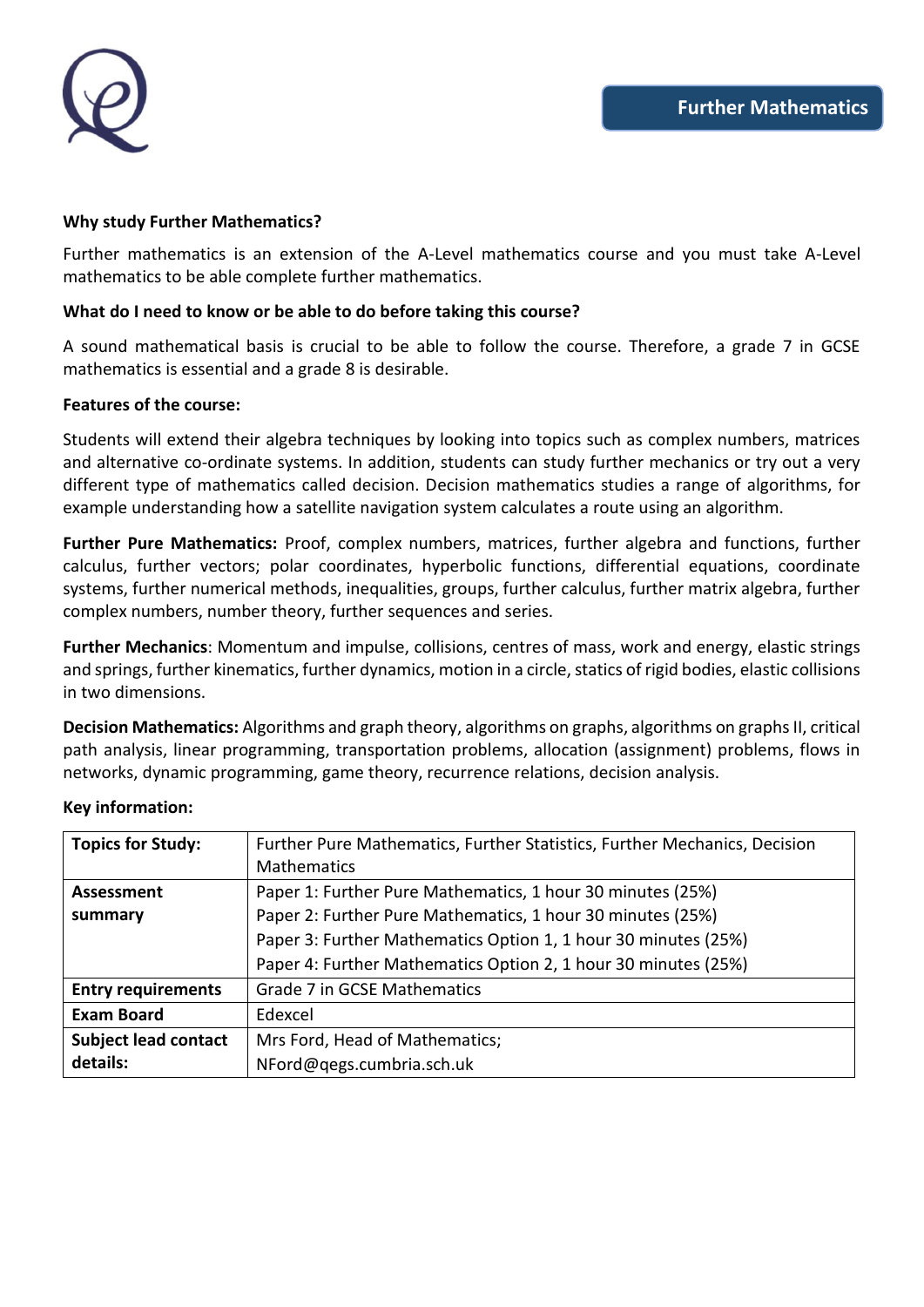# Further Mathematics

**Why study Further Mathematics?**

Further mathematics is an extension of the A-Level mathematics course and you must take A-Level mathematics to be able complete further mathematics.

**What do I need to know or be able to do before taking this course?**

A sound mathematical basis is crucial to be able to follow the course. Therefore, a grade 7 in GCSE mathematics is essential and a grade 8 is desirable.

**Features of the course:**

Students will extend their algebra techniques by looking into topics such as complex numbers, matrices and alternative co-ordinate systems. In addition, students can study further mechanics or try out a very different type of mathematics called decision. Decision mathematics studies a range of algorithms, for example understanding how a satellite navigation system calculates a route using an algorithm.

**Further Pure Mathematics:** Proof, complex numbers, matrices, further algebra and functions, further calculus, further vectors; polar coordinates, hyperbolic functions, differential equations, coordinate systems, further numerical methods, inequalities, groups, further calculus, further matrix algebra, further complex numbers, number theory, further sequences and series.

**Further Mechanics**: Momentum and impulse, collisions, centres of mass, work and energy, elastic strings and springs, further kinematics, further dynamics, motion in a circle, statics of rigid bodies, elastic collisions in two dimensions.

**Decision Mathematics:** Algorithms and graph theory, algorithms on graphs, algorithms on graphs II, critical path analysis, linear programming, transportation problems, allocation (assignment) problems, flows in networks, dynamic programming, game theory, recurrence relations, decision analysis.

**Key information:**

| | |
|---|---|
| **Topics for Study:** | Further Pure Mathematics, Further Statistics, Further Mechanics, Decision Mathematics |
| **Assessment summary** | Paper 1: Further Pure Mathematics, 1 hour 30 minutes (25%)<br>Paper 2: Further Pure Mathematics, 1 hour 30 minutes (25%)<br>Paper 3: Further Mathematics Option 1, 1 hour 30 minutes (25%)<br>Paper 4: Further Mathematics Option 2, 1 hour 30 minutes (25%) |
| **Entry requirements** | Grade 7 in GCSE Mathematics |
| **Exam Board** | Edexcel |
| **Subject lead contact details:** | Mrs Ford, Head of Mathematics;<br>NFord@qegs.cumbria.sch.uk |